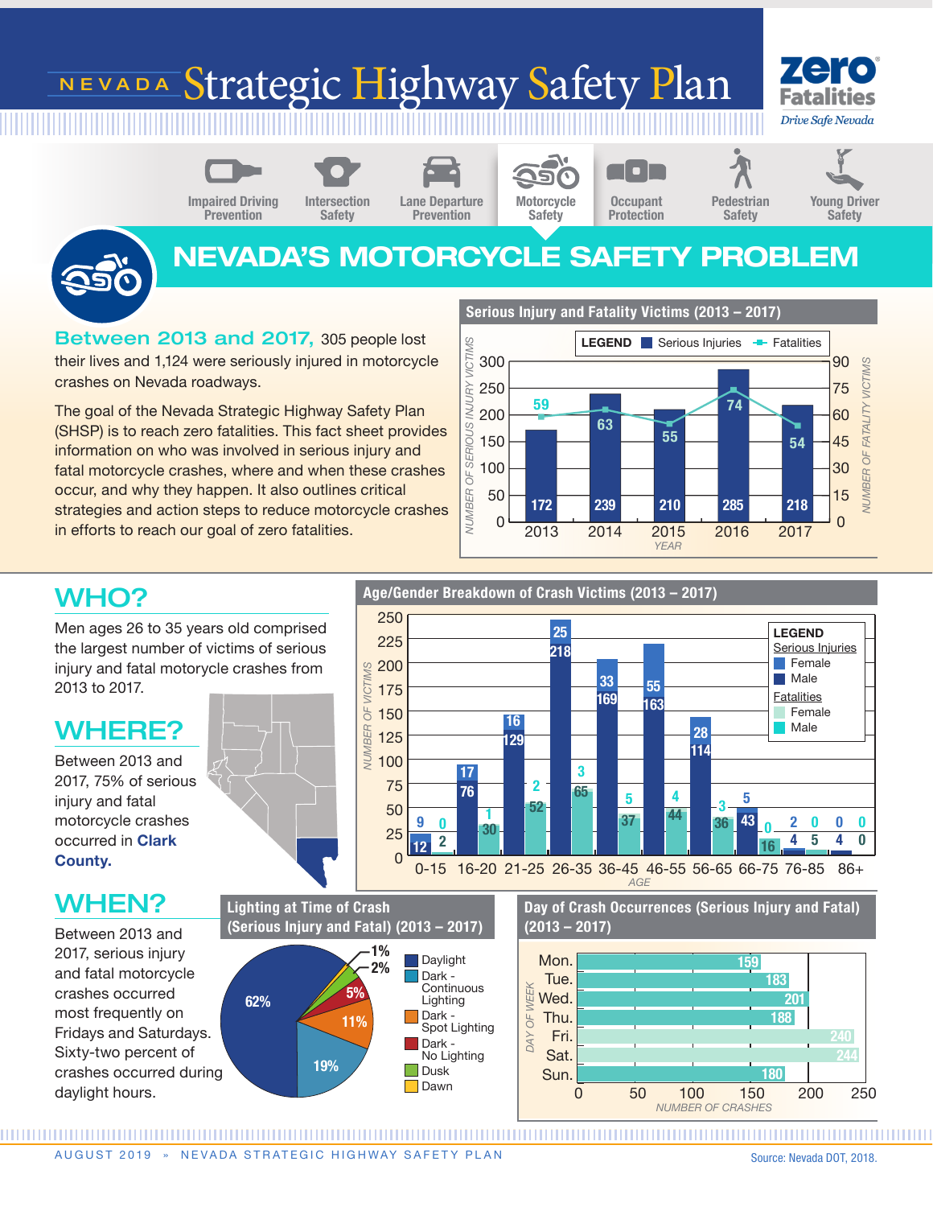# NEVADA Strategic Highway Safety Plan

**zero Fatalities** — *Drive Safe Nevada*

Impaired Driving Prevention | Intersection Safety | Lane Departure Prevention | Motorcycle Safety | Occupant Protection | Pedestrian Safety | Young Driver Safety

## NEVADA'S MOTORCYCLE SAFETY PROBLEM

**Between 2013 and 2017,** 305 people lost their lives and 1,124 were seriously injured in motorcycle crashes on Nevada roadways.

The goal of the Nevada Strategic Highway Safety Plan (SHSP) is to reach zero fatalities. This fact sheet provides information on who was involved in serious injury and fatal motorcycle crashes, where and when these crashes occur, and why they happen. It also outlines critical strategies and action steps to reduce motorcycle crashes in efforts to reach our goal of zero fatalities.

### Serious Injury and Fatality Victims (2013 – 2017)

| Year | Serious Injuries | Fatalities |
|---|---|---|
| 2013 | 172 | 59 |
| 2014 | 239 | 63 |
| 2015 | 210 | 55 |
| 2016 | 285 | 74 |
| 2017 | 218 | 54 |

## WHO?

Men ages 26 to 35 years old comprised the largest number of victims of serious injury and fatal motorcycle crashes from 2013 to 2017.

### Age/Gender Breakdown of Crash Victims (2013 – 2017)

| Age | Serious Injuries – Female | Serious Injuries – Male | Fatalities – Female | Fatalities – Male |
|---|---|---|---|---|
| 0-15 | 9 | 12 | 0 | 2 |
| 16-20 | 17 | 76 | 1 | 30 |
| 21-25 | 16 | 129 | 2 | 52 |
| 26-35 | 25 | 218 | 3 | 65 |
| 36-45 | 33 | 169 | 5 | 37 |
| 46-55 | 55 | 163 | 4 | 44 |
| 56-65 | 28 | 114 | 3 | 36 |
| 66-75 | 5 | 43 | 0 | 16 |
| 76-85 | 2 | 4 | 0 | 5 |
| 86+ | 0 | 4 | 0 | 0 |

## WHERE?

Between 2013 and 2017, 75% of serious injury and fatal motorcycle crashes occurred in **Clark County.**

## WHEN?

Between 2013 and 2017, serious injury and fatal motorcycle crashes occurred most frequently on Fridays and Saturdays. Sixty-two percent of crashes occurred during daylight hours.

### Lighting at Time of Crash (Serious Injury and Fatal) (2013 – 2017)

| Lighting | Percent |
|---|---|
| Daylight | 62% |
| Dark - Continuous Lighting | 19% |
| Dark - Spot Lighting | 11% |
| Dark - No Lighting | 5% |
| Dusk | 2% |
| Dawn | 1% |

### Day of Crash Occurrences (Serious Injury and Fatal) (2013 – 2017)

| Day of Week | Number of Crashes |
|---|---|
| Mon. | 159 |
| Tue. | 183 |
| Wed. | 201 |
| Thu. | 188 |
| Fri. | 240 |
| Sat. | 244 |
| Sun. | 180 |

AUGUST 2019 » NEVADA STRATEGIC HIGHWAY SAFETY PLAN

Source: Nevada DOT, 2018.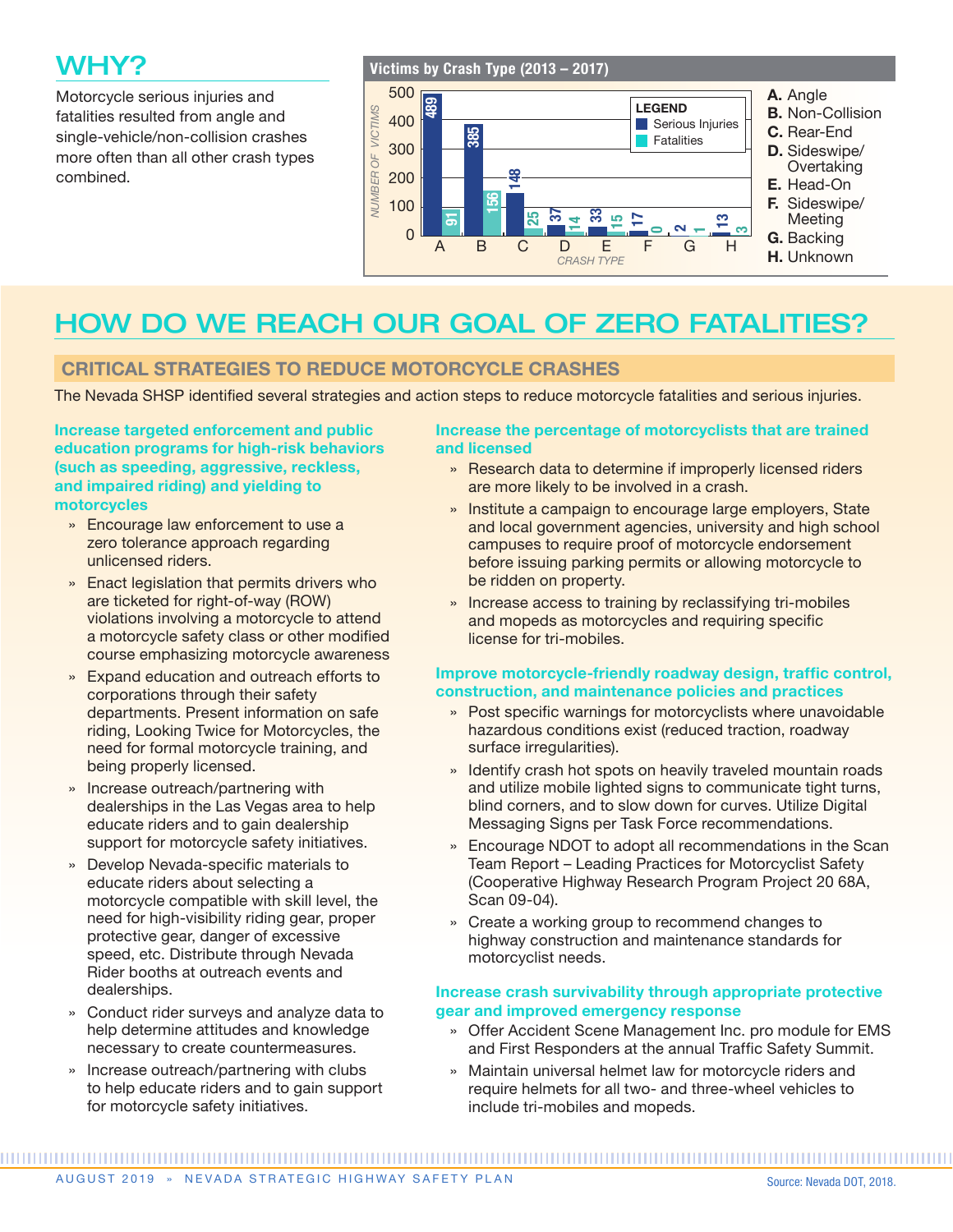## WHY?

Motorcycle serious injuries and fatalities resulted from angle and single-vehicle/non-collision crashes more often than all other crash types combined.

**Victims by Crash Type (2013 – 2017)**

| Crash Type | Serious Injuries | Fatalities |
|---|---|---|
| A. Angle | 489 | 91 |
| B. Non-Collision | 385 | 156 |
| C. Rear-End | 148 | 25 |
| D. Sideswipe/Overtaking | 37 | 14 |
| E. Head-On | 33 | 15 |
| F. Sideswipe/Meeting | 17 | 0 |
| G. Backing | 2 | 1 |
| H. Unknown | 13 | 3 |

# HOW DO WE REACH OUR GOAL OF ZERO FATALITIES?

## CRITICAL STRATEGIES TO REDUCE MOTORCYCLE CRASHES

The Nevada SHSP identified several strategies and action steps to reduce motorcycle fatalities and serious injuries.

### Increase targeted enforcement and public education programs for high-risk behaviors (such as speeding, aggressive, reckless, and impaired riding) and yielding to motorcycles

- Encourage law enforcement to use a zero tolerance approach regarding unlicensed riders.
- Enact legislation that permits drivers who are ticketed for right-of-way (ROW) violations involving a motorcycle to attend a motorcycle safety class or other modified course emphasizing motorcycle awareness
- Expand education and outreach efforts to corporations through their safety departments. Present information on safe riding, Looking Twice for Motorcycles, the need for formal motorcycle training, and being properly licensed.
- Increase outreach/partnering with dealerships in the Las Vegas area to help educate riders and to gain dealership support for motorcycle safety initiatives.
- Develop Nevada-specific materials to educate riders about selecting a motorcycle compatible with skill level, the need for high-visibility riding gear, proper protective gear, danger of excessive speed, etc. Distribute through Nevada Rider booths at outreach events and dealerships.
- Conduct rider surveys and analyze data to help determine attitudes and knowledge necessary to create countermeasures.
- Increase outreach/partnering with clubs to help educate riders and to gain support for motorcycle safety initiatives.

### Increase the percentage of motorcyclists that are trained and licensed

- Research data to determine if improperly licensed riders are more likely to be involved in a crash.
- Institute a campaign to encourage large employers, State and local government agencies, university and high school campuses to require proof of motorcycle endorsement before issuing parking permits or allowing motorcycle to be ridden on property.
- Increase access to training by reclassifying tri-mobiles and mopeds as motorcycles and requiring specific license for tri-mobiles.

### Improve motorcycle-friendly roadway design, traffic control, construction, and maintenance policies and practices

- Post specific warnings for motorcyclists where unavoidable hazardous conditions exist (reduced traction, roadway surface irregularities).
- Identify crash hot spots on heavily traveled mountain roads and utilize mobile lighted signs to communicate tight turns, blind corners, and to slow down for curves. Utilize Digital Messaging Signs per Task Force recommendations.
- Encourage NDOT to adopt all recommendations in the Scan Team Report – Leading Practices for Motorcyclist Safety (Cooperative Highway Research Program Project 20 68A, Scan 09-04).
- Create a working group to recommend changes to highway construction and maintenance standards for motorcyclist needs.

### Increase crash survivability through appropriate protective gear and improved emergency response

- Offer Accident Scene Management Inc. pro module for EMS and First Responders at the annual Traffic Safety Summit.
- Maintain universal helmet law for motorcycle riders and require helmets for all two- and three-wheel vehicles to include tri-mobiles and mopeds.

Source: Nevada DOT, 2018.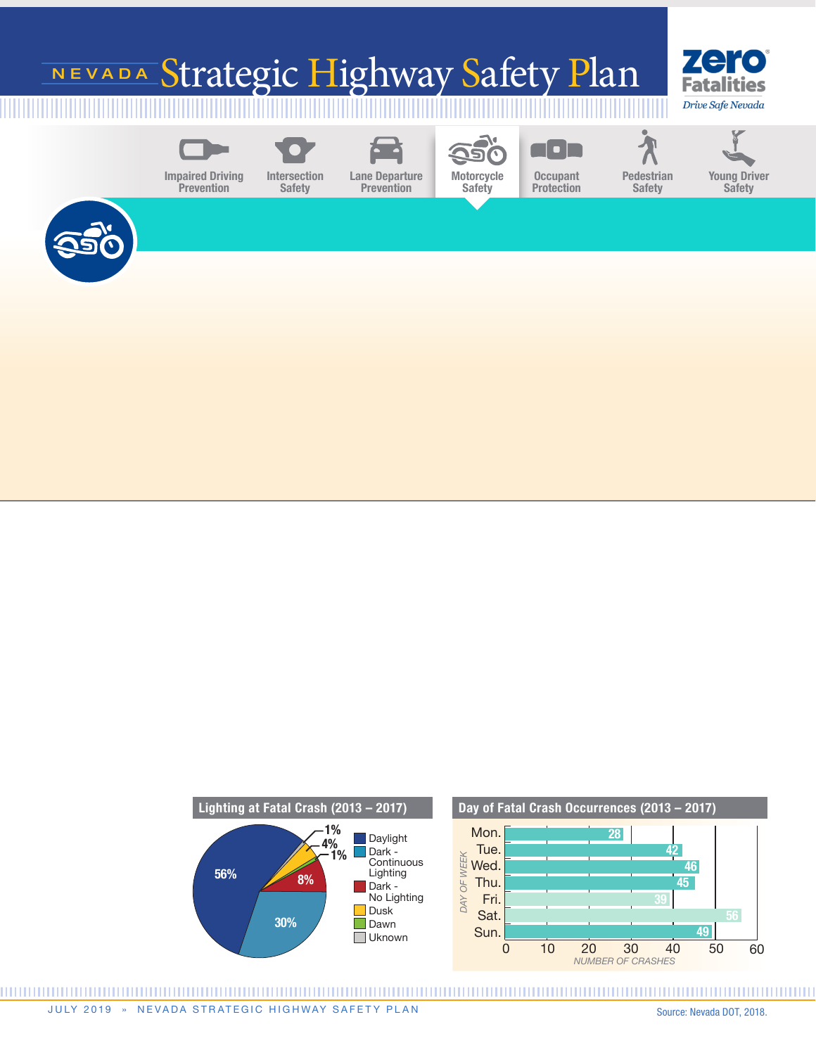# NEVADA Strategic Highway Safety Plan

zero Fatalities — Drive Safe Nevada

Impaired Driving Prevention | Intersection Safety | Lane Departure Prevention | Motorcycle Safety | Occupant Protection | Pedestrian Safety | Young Driver Safety

## Lighting at Fatal Crash (2013 – 2017)

56%
30%
8%
4%
1%
1%

Daylight
Dark - Continuous Lighting
Dark - No Lighting
Dusk
Dawn
Uknown

## Day of Fatal Crash Occurrences (2013 – 2017)

DAY OF WEEK
Mon. 28
Tue. 42
Wed. 46
Thu. 45
Fri. 39
Sat. 56
Sun. 49

0 10 20 30 40 50 60
NUMBER OF CRASHES

Source: Nevada DOT, 2018.